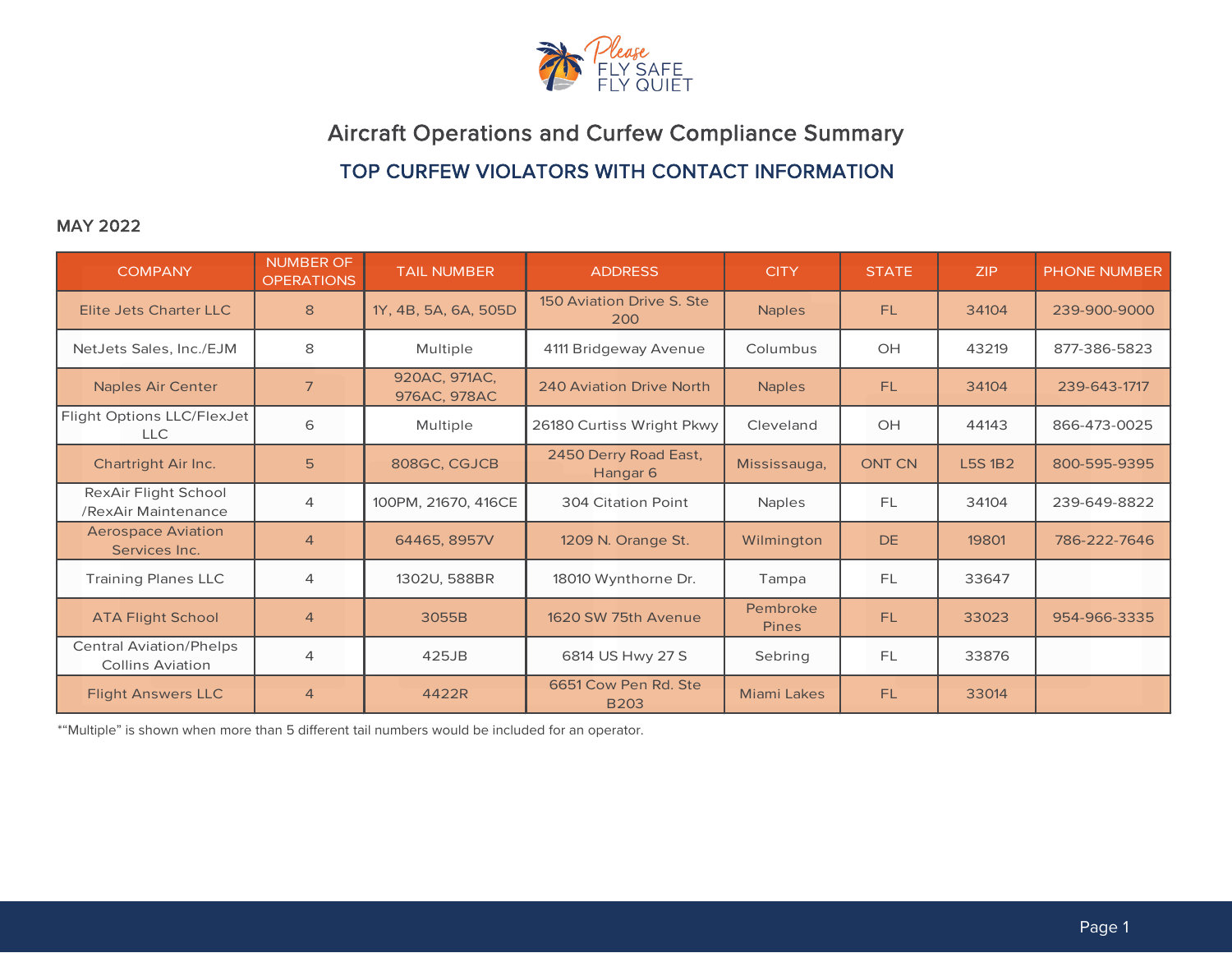# Aircraft Operations and Curfew Compliance Summary

## TOP CURFEW VIOLATORS WITH CONTACT INFORMATION

### MAY 2022

| COMPANY | NUMBER OF OPERATIONS | TAIL NUMBER | ADDRESS | CITY | STATE | ZIP | PHONE NUMBER |
|---|---|---|---|---|---|---|---|
| Elite Jets Charter LLC | 8 | 1Y, 4B, 5A, 6A, 505D | 150 Aviation Drive S. Ste 200 | Naples | FL | 34104 | 239-900-9000 |
| NetJets Sales, Inc./EJM | 8 | Multiple | 4111 Bridgeway Avenue | Columbus | OH | 43219 | 877-386-5823 |
| Naples Air Center | 7 | 920AC, 971AC, 976AC, 978AC | 240 Aviation Drive North | Naples | FL | 34104 | 239-643-1717 |
| Flight Options LLC/FlexJet LLC | 6 | Multiple | 26180 Curtiss Wright Pkwy | Cleveland | OH | 44143 | 866-473-0025 |
| Chartright Air Inc. | 5 | 808GC, CGJCB | 2450 Derry Road East, Hangar 6 | Mississauga, | ONT CN | L5S 1B2 | 800-595-9395 |
| RexAir Flight School /RexAir Maintenance | 4 | 100PM, 21670, 416CE | 304 Citation Point | Naples | FL | 34104 | 239-649-8822 |
| Aerospace Aviation Services Inc. | 4 | 64465, 8957V | 1209 N. Orange St. | Wilmington | DE | 19801 | 786-222-7646 |
| Training Planes LLC | 4 | 1302U, 588BR | 18010 Wynthorne Dr. | Tampa | FL | 33647 | |
| ATA Flight School | 4 | 3055B | 1620 SW 75th Avenue | Pembroke Pines | FL | 33023 | 954-966-3335 |
| Central Aviation/Phelps Collins Aviation | 4 | 425JB | 6814 US Hwy 27 S | Sebring | FL | 33876 | |
| Flight Answers LLC | 4 | 4422R | 6651 Cow Pen Rd. Ste B203 | Miami Lakes | FL | 33014 | |

*"Multiple" is shown when more than 5 different tail numbers would be included for an operator.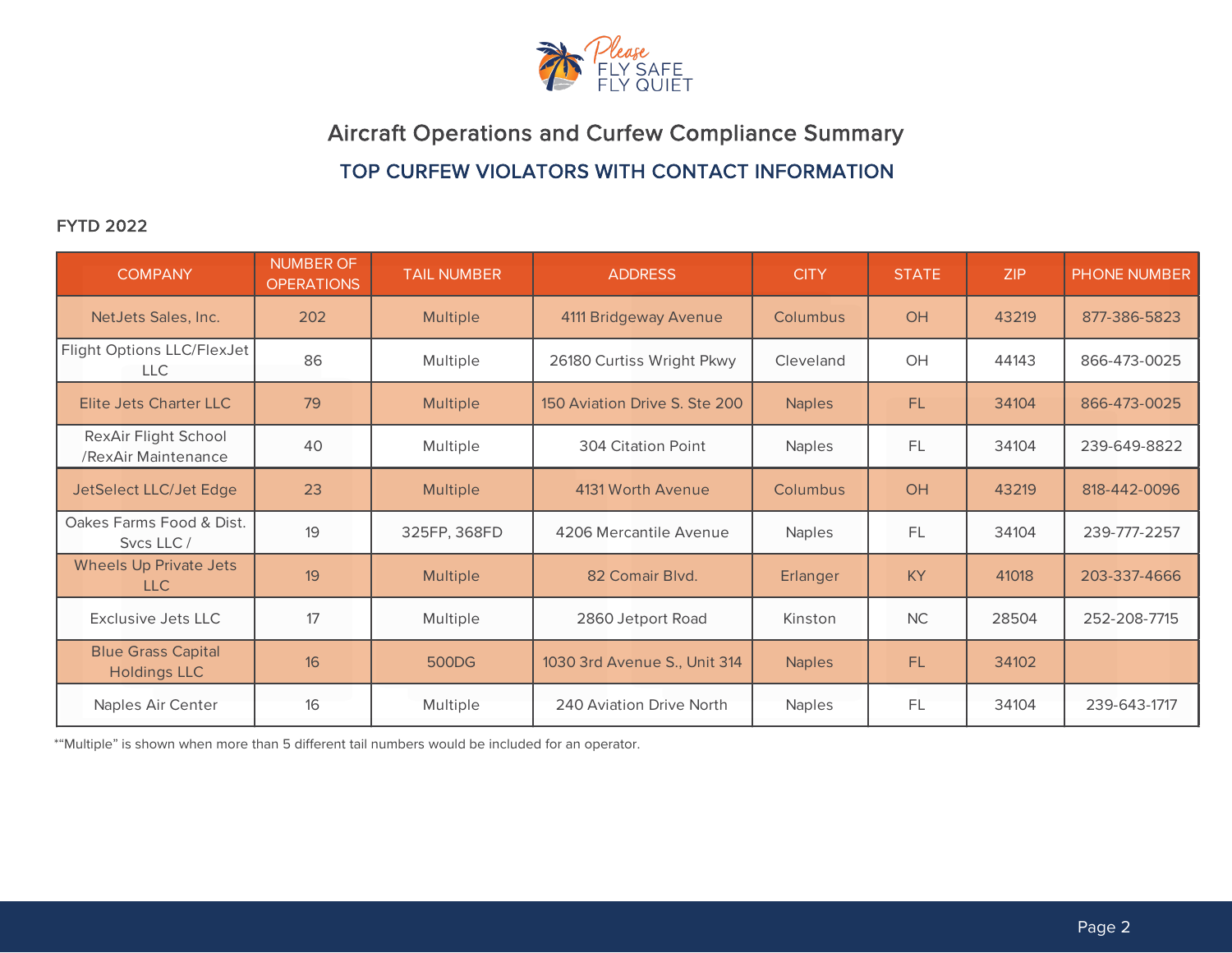Please FLY SAFE FLY QUIET

# Aircraft Operations and Curfew Compliance Summary

## TOP CURFEW VIOLATORS WITH CONTACT INFORMATION

**FYTD 2022**

| COMPANY | NUMBER OF OPERATIONS | TAIL NUMBER | ADDRESS | CITY | STATE | ZIP | PHONE NUMBER |
|---|---|---|---|---|---|---|---|
| NetJets Sales, Inc. | 202 | Multiple | 4111 Bridgeway Avenue | Columbus | OH | 43219 | 877-386-5823 |
| Flight Options LLC/FlexJet LLC | 86 | Multiple | 26180 Curtiss Wright Pkwy | Cleveland | OH | 44143 | 866-473-0025 |
| Elite Jets Charter LLC | 79 | Multiple | 150 Aviation Drive S. Ste 200 | Naples | FL | 34104 | 866-473-0025 |
| RexAir Flight School /RexAir Maintenance | 40 | Multiple | 304 Citation Point | Naples | FL | 34104 | 239-649-8822 |
| JetSelect LLC/Jet Edge | 23 | Multiple | 4131 Worth Avenue | Columbus | OH | 43219 | 818-442-0096 |
| Oakes Farms Food & Dist. Svcs LLC / | 19 | 325FP, 368FD | 4206 Mercantile Avenue | Naples | FL | 34104 | 239-777-2257 |
| Wheels Up Private Jets LLC | 19 | Multiple | 82 Comair Blvd. | Erlanger | KY | 41018 | 203-337-4666 |
| Exclusive Jets LLC | 17 | Multiple | 2860 Jetport Road | Kinston | NC | 28504 | 252-208-7715 |
| Blue Grass Capital Holdings LLC | 16 | 500DG | 1030 3rd Avenue S., Unit 314 | Naples | FL | 34102 | |
| Naples Air Center | 16 | Multiple | 240 Aviation Drive North | Naples | FL | 34104 | 239-643-1717 |

*"Multiple" is shown when more than 5 different tail numbers would be included for an operator.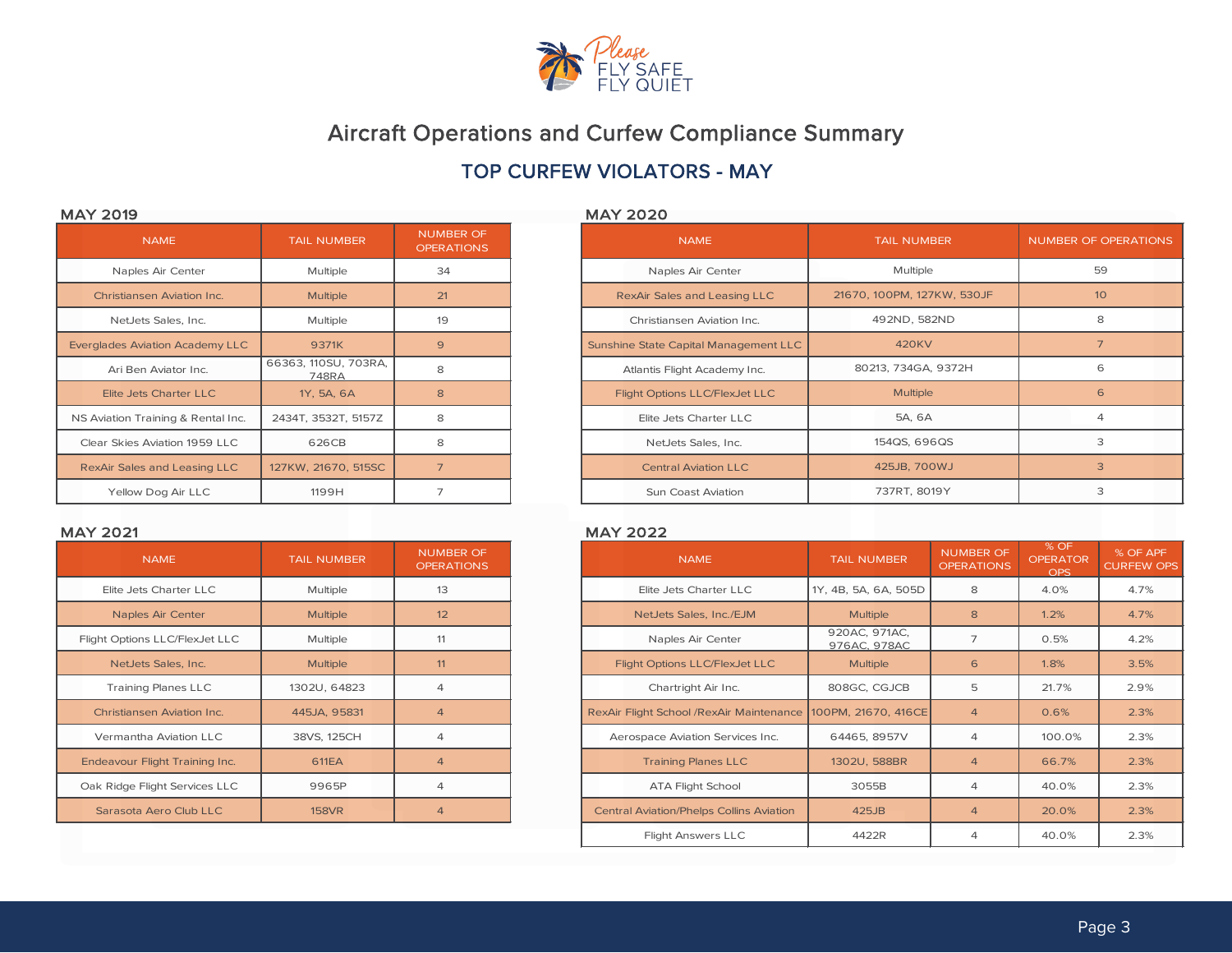Please FLY SAFE FLY QUIET

# Aircraft Operations and Curfew Compliance Summary

## TOP CURFEW VIOLATORS - MAY

### MAY 2019

| NAME | TAIL NUMBER | NUMBER OF OPERATIONS |
|---|---|---|
| Naples Air Center | Multiple | 34 |
| Christiansen Aviation Inc. | Multiple | 21 |
| NetJets Sales, Inc. | Multiple | 19 |
| Everglades Aviation Academy LLC | 9371K | 9 |
| Ari Ben Aviator Inc. | 66363, 110SU, 703RA, 748RA | 8 |
| Elite Jets Charter LLC | 1Y, 5A, 6A | 8 |
| NS Aviation Training & Rental Inc. | 2434T, 3532T, 5157Z | 8 |
| Clear Skies Aviation 1959 LLC | 626CB | 8 |
| RexAir Sales and Leasing LLC | 127KW, 21670, 515SC | 7 |
| Yellow Dog Air LLC | 1199H | 7 |

### MAY 2020

| NAME | TAIL NUMBER | NUMBER OF OPERATIONS |
|---|---|---|
| Naples Air Center | Multiple | 59 |
| RexAir Sales and Leasing LLC | 21670, 100PM, 127KW, 530JF | 10 |
| Christiansen Aviation Inc. | 492ND, 582ND | 8 |
| Sunshine State Capital Management LLC | 420KV | 7 |
| Atlantis Flight Academy Inc. | 80213, 734GA, 9372H | 6 |
| Flight Options LLC/FlexJet LLC | Multiple | 6 |
| Elite Jets Charter LLC | 5A, 6A | 4 |
| NetJets Sales, Inc. | 154QS, 696QS | 3 |
| Central Aviation LLC | 425JB, 700WJ | 3 |
| Sun Coast Aviation | 737RT, 8019Y | 3 |

### MAY 2021

| NAME | TAIL NUMBER | NUMBER OF OPERATIONS |
|---|---|---|
| Elite Jets Charter LLC | Multiple | 13 |
| Naples Air Center | Multiple | 12 |
| Flight Options LLC/FlexJet LLC | Multiple | 11 |
| NetJets Sales, Inc. | Multiple | 11 |
| Training Planes LLC | 1302U, 64823 | 4 |
| Christiansen Aviation Inc. | 445JA, 95831 | 4 |
| Vermantha Aviation LLC | 38VS, 125CH | 4 |
| Endeavour Flight Training Inc. | 611EA | 4 |
| Oak Ridge Flight Services LLC | 9965P | 4 |
| Sarasota Aero Club LLC | 158VR | 4 |

### MAY 2022

| NAME | TAIL NUMBER | NUMBER OF OPERATIONS | % OF OPERATOR OPS | % OF APF CURFEW OPS |
|---|---|---|---|---|
| Elite Jets Charter LLC | 1Y, 4B, 5A, 6A, 505D | 8 | 4.0% | 4.7% |
| NetJets Sales, Inc./EJM | Multiple | 8 | 1.2% | 4.7% |
| Naples Air Center | 920AC, 971AC, 976AC, 978AC | 7 | 0.5% | 4.2% |
| Flight Options LLC/FlexJet LLC | Multiple | 6 | 1.8% | 3.5% |
| Chartright Air Inc. | 808GC, CGJCB | 5 | 21.7% | 2.9% |
| RexAir Flight School /RexAir Maintenance | 100PM, 21670, 416CE | 4 | 0.6% | 2.3% |
| Aerospace Aviation Services Inc. | 64465, 8957V | 4 | 100.0% | 2.3% |
| Training Planes LLC | 1302U, 588BR | 4 | 66.7% | 2.3% |
| ATA Flight School | 3055B | 4 | 40.0% | 2.3% |
| Central Aviation/Phelps Collins Aviation | 425JB | 4 | 20.0% | 2.3% |
| Flight Answers LLC | 4422R | 4 | 40.0% | 2.3% |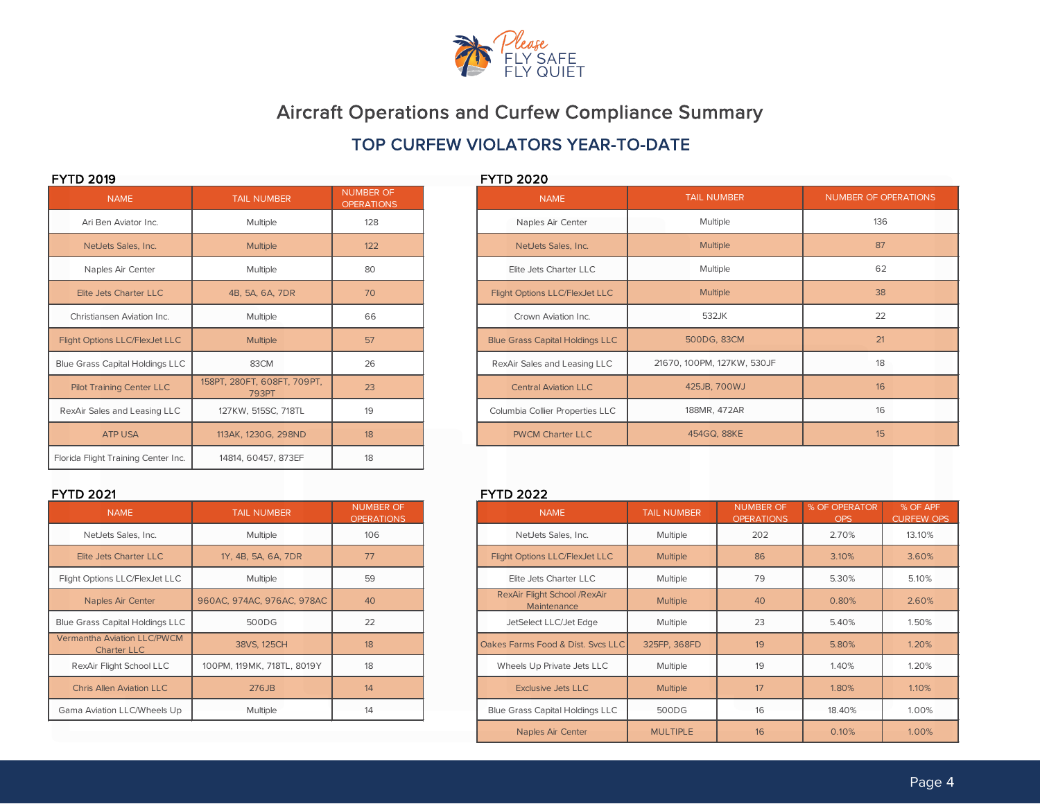Please FLY SAFE FLY QUIET

# Aircraft Operations and Curfew Compliance Summary

## TOP CURFEW VIOLATORS YEAR-TO-DATE

### FYTD 2019

| NAME | TAIL NUMBER | NUMBER OF OPERATIONS |
|---|---|---|
| Ari Ben Aviator Inc. | Multiple | 128 |
| NetJets Sales, Inc. | Multiple | 122 |
| Naples Air Center | Multiple | 80 |
| Elite Jets Charter LLC | 4B, 5A, 6A, 7DR | 70 |
| Christiansen Aviation Inc. | Multiple | 66 |
| Flight Options LLC/FlexJet LLC | Multiple | 57 |
| Blue Grass Capital Holdings LLC | 83CM | 26 |
| Pilot Training Center LLC | 158PT, 280FT, 608FT, 709PT, 793PT | 23 |
| RexAir Sales and Leasing LLC | 127KW, 515SC, 718TL | 19 |
| ATP USA | 113AK, 1230G, 298ND | 18 |
| Florida Flight Training Center Inc. | 14814, 60457, 873EF | 18 |

### FYTD 2020

| NAME | TAIL NUMBER | NUMBER OF OPERATIONS |
|---|---|---|
| Naples Air Center | Multiple | 136 |
| NetJets Sales, Inc. | Multiple | 87 |
| Elite Jets Charter LLC | Multiple | 62 |
| Flight Options LLC/FlexJet LLC | Multiple | 38 |
| Crown Aviation Inc. | 532JK | 22 |
| Blue Grass Capital Holdings LLC | 500DG, 83CM | 21 |
| RexAir Sales and Leasing LLC | 21670, 100PM, 127KW, 530JF | 18 |
| Central Aviation LLC | 425JB, 700WJ | 16 |
| Columbia Collier Properties LLC | 188MR, 472AR | 16 |
| PWCM Charter LLC | 454GQ, 88KE | 15 |

### FYTD 2021

| NAME | TAIL NUMBER | NUMBER OF OPERATIONS |
|---|---|---|
| NetJets Sales, Inc. | Multiple | 106 |
| Elite Jets Charter LLC | 1Y, 4B, 5A, 6A, 7DR | 77 |
| Flight Options LLC/FlexJet LLC | Multiple | 59 |
| Naples Air Center | 960AC, 974AC, 976AC, 978AC | 40 |
| Blue Grass Capital Holdings LLC | 500DG | 22 |
| Vermantha Aviation LLC/PWCM Charter LLC | 38VS, 125CH | 18 |
| RexAir Flight School LLC | 100PM, 119MK, 718TL, 8019Y | 18 |
| Chris Allen Aviation LLC | 276JB | 14 |
| Gama Aviation LLC/Wheels Up | Multiple | 14 |

### FYTD 2022

| NAME | TAIL NUMBER | NUMBER OF OPERATIONS | % OF OPERATOR OPS | % OF APF CURFEW OPS |
|---|---|---|---|---|
| NetJets Sales, Inc. | Multiple | 202 | 2.70% | 13.10% |
| Flight Options LLC/FlexJet LLC | Multiple | 86 | 3.10% | 3.60% |
| Elite Jets Charter LLC | Multiple | 79 | 5.30% | 5.10% |
| RexAir Flight School /RexAir Maintenance | Multiple | 40 | 0.80% | 2.60% |
| JetSelect LLC/Jet Edge | Multiple | 23 | 5.40% | 1.50% |
| Oakes Farms Food & Dist. Svcs LLC | 325FP, 368FD | 19 | 5.80% | 1.20% |
| Wheels Up Private Jets LLC | Multiple | 19 | 1.40% | 1.20% |
| Exclusive Jets LLC | Multiple | 17 | 1.80% | 1.10% |
| Blue Grass Capital Holdings LLC | 500DG | 16 | 18.40% | 1.00% |
| Naples Air Center | MULTIPLE | 16 | 0.10% | 1.00% |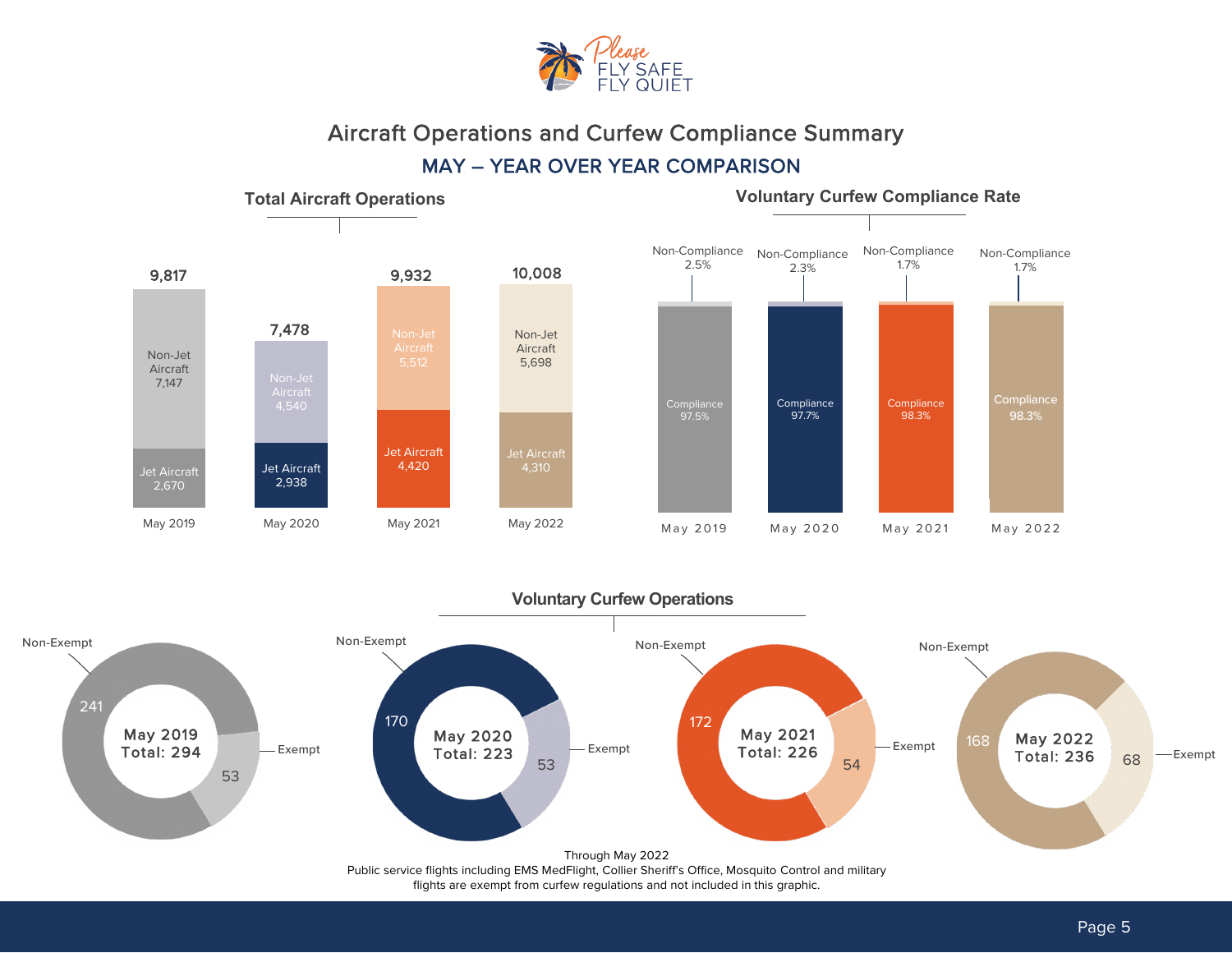Please FLY SAFE FLY QUIET

# Aircraft Operations and Curfew Compliance Summary

## MAY – YEAR OVER YEAR COMPARISON

### Total Aircraft Operations

| | May 2019 | May 2020 | May 2021 | May 2022 |
|---|---|---|---|---|
| Non-Jet Aircraft | 7,147 | 4,540 | 5,512 | 5,698 |
| Jet Aircraft | 2,670 | 2,938 | 4,420 | 4,310 |
| Total | 9,817 | 7,478 | 9,932 | 10,008 |

### Voluntary Curfew Compliance Rate

| | May 2019 | May 2020 | May 2021 | May 2022 |
|---|---|---|---|---|
| Compliance | 97.5% | 97.7% | 98.3% | 98.3% |
| Non-Compliance | 2.5% | 2.3% | 1.7% | 1.7% |

### Voluntary Curfew Operations

| | May 2019 | May 2020 | May 2021 | May 2022 |
|---|---|---|---|---|
| Non-Exempt | 241 | 170 | 172 | 168 |
| Exempt | 53 | 53 | 54 | 68 |
| Total | 294 | 223 | 226 | 236 |

Through May 2022

Public service flights including EMS MedFlight, Collier Sheriff's Office, Mosquito Control and military flights are exempt from curfew regulations and not included in this graphic.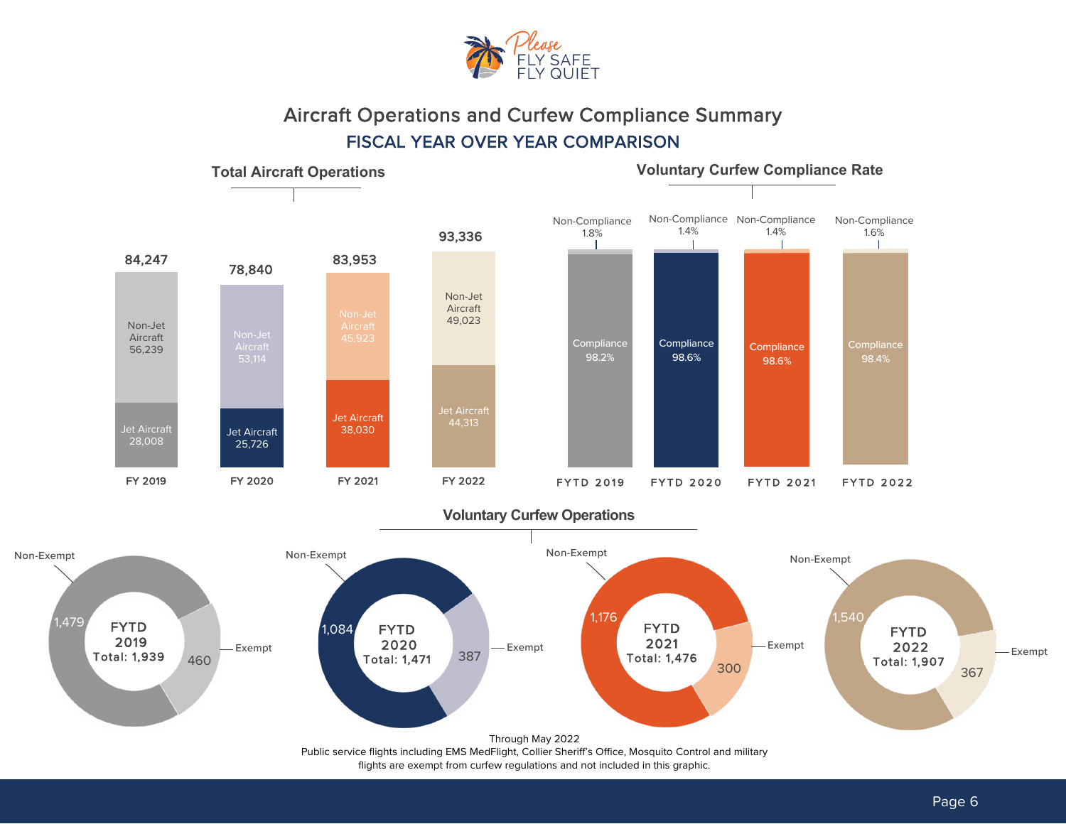Please FLY SAFE FLY QUIET

# Aircraft Operations and Curfew Compliance Summary

## FISCAL YEAR OVER YEAR COMPARISON

### Total Aircraft Operations

| | FY 2019 | FY 2020 | FY 2021 | FY 2022 |
|---|---|---|---|---|
| Non-Jet Aircraft | 56,239 | 53,114 | 45,923 | 49,023 |
| Jet Aircraft | 28,008 | 25,726 | 38,030 | 44,313 |
| Total | 84,247 | 78,840 | 83,953 | 93,336 |

### Voluntary Curfew Compliance Rate

| | FYTD 2019 | FYTD 2020 | FYTD 2021 | FYTD 2022 |
|---|---|---|---|---|
| Compliance | 98.2% | 98.6% | 98.6% | 98.4% |
| Non-Compliance | 1.8% | 1.4% | 1.4% | 1.6% |

### Voluntary Curfew Operations

| | FYTD 2019 | FYTD 2020 | FYTD 2021 | FYTD 2022 |
|---|---|---|---|---|
| Non-Exempt | 1,479 | 1,084 | 1,176 | 1,540 |
| Exempt | 460 | 387 | 300 | 367 |
| Total | 1,939 | 1,471 | 1,476 | 1,907 |

Through May 2022

Public service flights including EMS MedFlight, Collier Sheriff's Office, Mosquito Control and military flights are exempt from curfew regulations and not included in this graphic.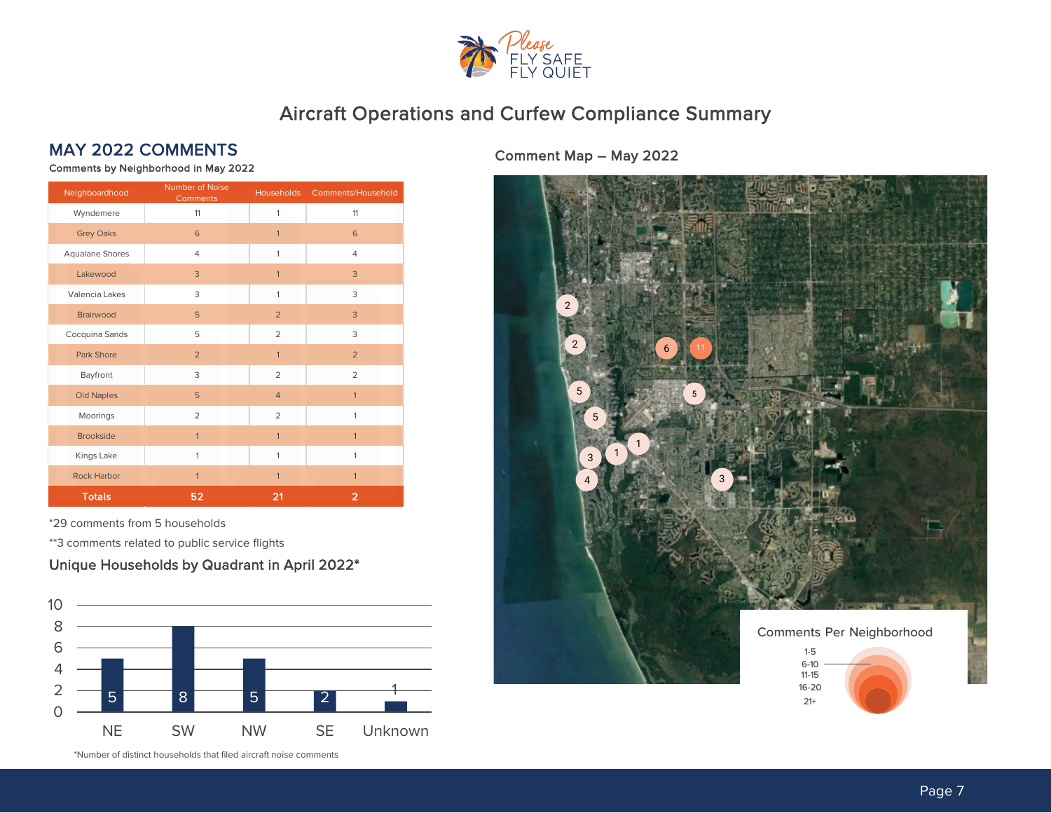Please FLY SAFE FLY QUIET

# Aircraft Operations and Curfew Compliance Summary

## MAY 2022 COMMENTS

**Comments by Neighborhood in May 2022**

| Neighboardhood | Number of Noise Comments | Households | Comments/Household |
|---|---|---|---|
| Wyndemere | 11 | 1 | 11 |
| Grey Oaks | 6 | 1 | 6 |
| Aqualane Shores | 4 | 1 | 4 |
| Lakewood | 3 | 1 | 3 |
| Valencia Lakes | 3 | 1 | 3 |
| Brairwood | 5 | 2 | 3 |
| Cocquina Sands | 5 | 2 | 3 |
| Park Shore | 2 | 1 | 2 |
| Bayfront | 3 | 2 | 2 |
| Old Naples | 5 | 4 | 1 |
| Moorings | 2 | 2 | 1 |
| Brookside | 1 | 1 | 1 |
| Kings Lake | 1 | 1 | 1 |
| Rock Harbor | 1 | 1 | 1 |
| **Totals** | **52** | **21** | **2** |

*29 comments from 5 households

**3 comments related to public service flights

### Unique Households by Quadrant in April 2022*

| Quadrant | Households |
|---|---|
| NE | 5 |
| SW | 8 |
| NW | 5 |
| SE | 2 |
| Unknown | 1 |

*Number of distinct households that filed aircraft noise comments

### Comment Map – May 2022

Comments Per Neighborhood: 1-5, 6-10, 11-15, 16-20, 21+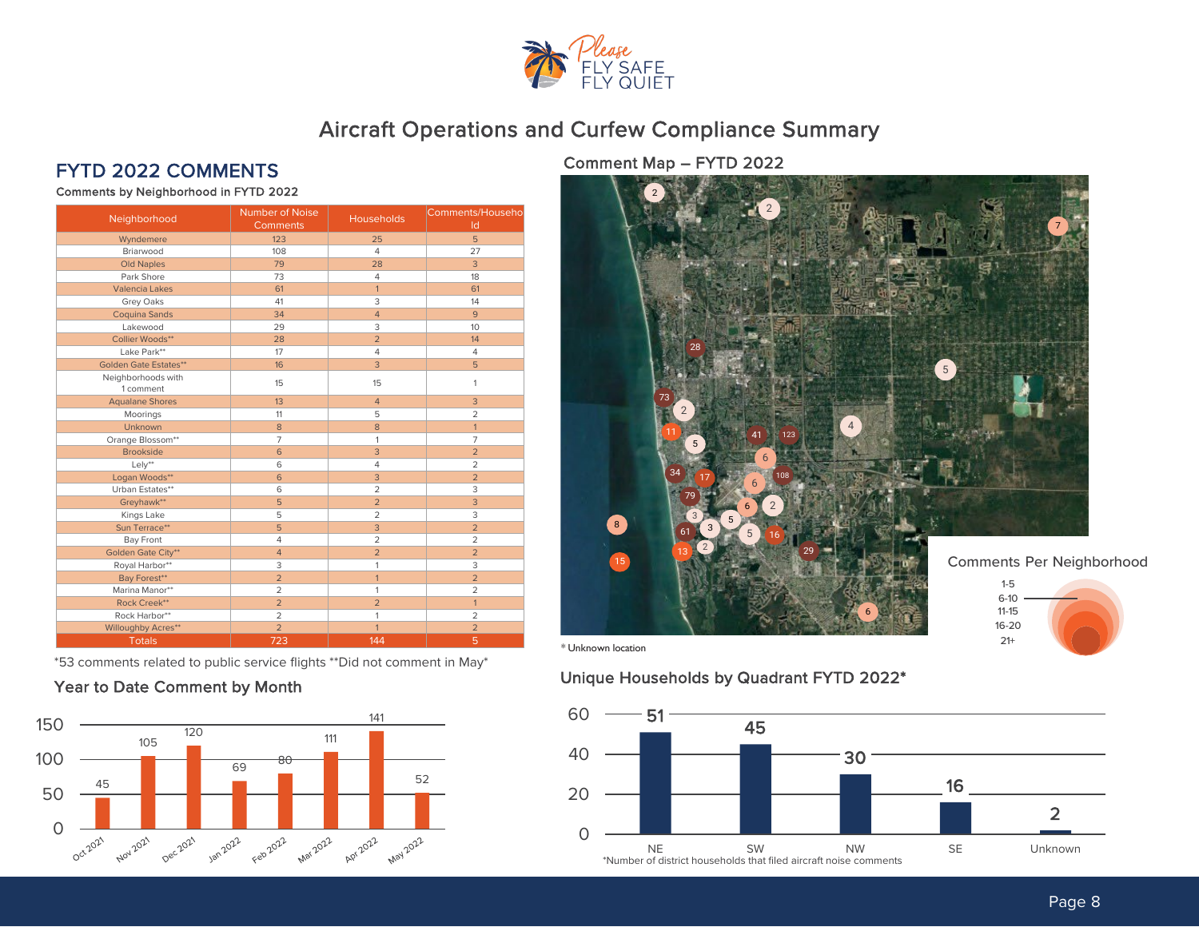# Aircraft Operations and Curfew Compliance Summary

## FYTD 2022 COMMENTS

Comments by Neighborhood in FYTD 2022

| Neighborhood | Number of Noise Comments | Households | Comments/Household |
|---|---|---|---|
| Wyndemere | 123 | 25 | 5 |
| Briarwood | 108 | 4 | 27 |
| Old Naples | 79 | 28 | 3 |
| Park Shore | 73 | 4 | 18 |
| Valencia Lakes | 61 | 1 | 61 |
| Grey Oaks | 41 | 3 | 14 |
| Coquina Sands | 34 | 4 | 9 |
| Lakewood | 29 | 3 | 10 |
| Collier Woods** | 28 | 2 | 14 |
| Lake Park** | 17 | 4 | 4 |
| Golden Gate Estates** | 16 | 3 | 5 |
| Neighborhoods with 1 comment | 15 | 15 | 1 |
| Aqualane Shores | 13 | 4 | 3 |
| Moorings | 11 | 5 | 2 |
| Unknown | 8 | 8 | 1 |
| Orange Blossom** | 7 | 1 | 7 |
| Brookside | 6 | 3 | 2 |
| Lely** | 6 | 4 | 2 |
| Logan Woods** | 6 | 3 | 2 |
| Urban Estates** | 6 | 2 | 3 |
| Greyhawk** | 5 | 2 | 3 |
| Kings Lake | 5 | 2 | 3 |
| Sun Terrace** | 5 | 3 | 2 |
| Bay Front | 4 | 2 | 2 |
| Golden Gate City** | 4 | 2 | 2 |
| Royal Harbor** | 3 | 1 | 3 |
| Bay Forest** | 2 | 1 | 2 |
| Marina Manor** | 2 | 1 | 2 |
| Rock Creek** | 2 | 2 | 1 |
| Rock Harbor** | 2 | 1 | 2 |
| Willoughby Acres** | 2 | 1 | 2 |
| Totals | 723 | 144 | 5 |

*53 comments related to public service flights **Did not comment in May*

### Year to Date Comment by Month

| Month | Comments |
|---|---|
| Oct 2021 | 45 |
| Nov 2021 | 105 |
| Dec 2021 | 120 |
| Jan 2022 | 69 |
| Feb 2022 | 80 |
| Mar 2022 | 111 |
| Apr 2022 | 141 |
| May 2022 | 52 |

### Comment Map – FYTD 2022

Comments Per Neighborhood: 1-5, 6-10, 11-15, 16-20, 21+

* Unknown location

### Unique Households by Quadrant FYTD 2022*

| Quadrant | Households |
|---|---|
| NE | 51 |
| SW | 45 |
| NW | 30 |
| SE | 16 |
| Unknown | 2 |

*Number of district households that filed aircraft noise comments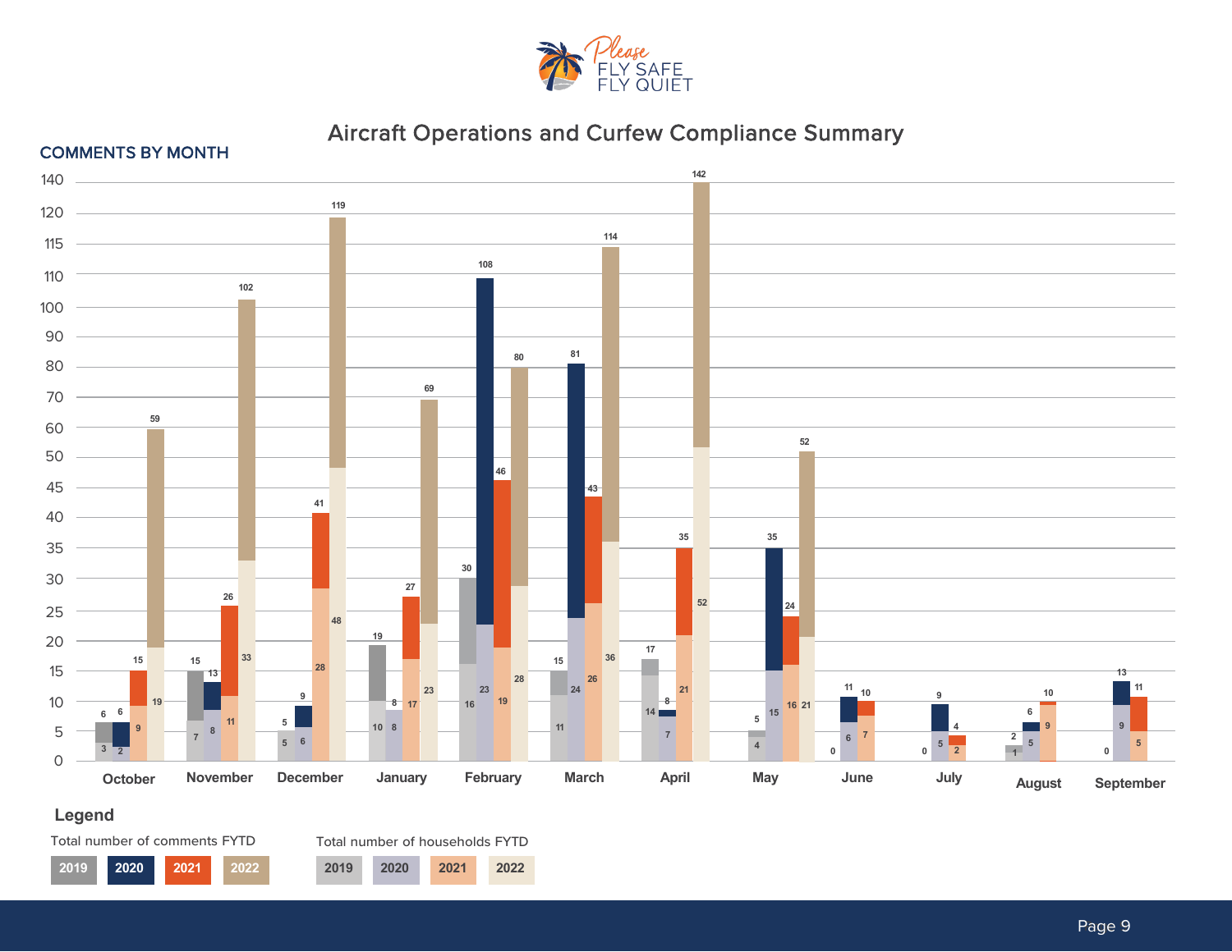Please FLY SAFE FLY QUIET

# Aircraft Operations and Curfew Compliance Summary

## COMMENTS BY MONTH

| Month | Comments 2019 | Comments 2020 | Comments 2021 | Comments 2022 | Households 2019 | Households 2020 | Households 2021 | Households 2022 |
|---|---|---|---|---|---|---|---|---|
| October | 6 | 6 | 15 | 59 | 3 | 2 | 9 | 19 |
| November | 15 | 13 | 26 | 102 | 7 | 8 | 11 | 33 |
| December | 5 | 9 | 41 | 119 | 5 | 6 | 28 | 48 |
| January | 19 | 8 | 27 | 69 | 10 | 8 | 17 | 23 |
| February | 30 | 108 | 46 | 80 | 16 | 23 | 19 | 28 |
| March | 15 | 81 | 43 | 114 | 11 | 24 | 26 | 36 |
| April | 17 | 8 | 35 | 142 | 14 | 7 | 21 | 52 |
| May | 5 | 35 | 24 | 52 | 4 | 15 | 16 | 21 |
| June | 0 | 11 | 10 | | | 6 | 7 | |
| July | 0 | 9 | 4 | | | 5 | 2 | |
| August | 2 | 6 | 10 | | 1 | 5 | 9 | |
| September | 0 | 13 | 11 | | | 9 | 5 | |

**Legend**

Total number of comments FYTD: 2019, 2020, 2021, 2022

Total number of households FYTD: 2019, 2020, 2021, 2022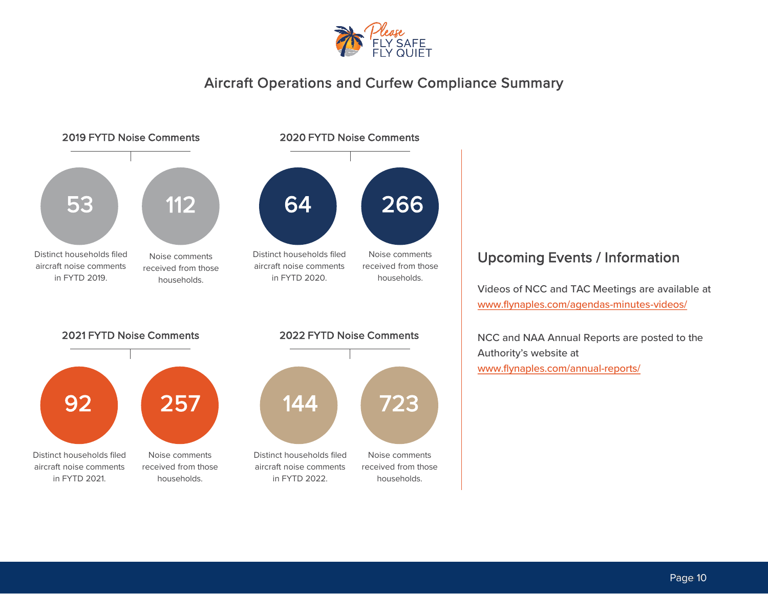Please FLY SAFE FLY QUIET

# Aircraft Operations and Curfew Compliance Summary

## 2019 FYTD Noise Comments

**53**

Distinct households filed aircraft noise comments in FYTD 2019.

**112**

Noise comments received from those households.

## 2020 FYTD Noise Comments

**64**

Distinct households filed aircraft noise comments in FYTD 2020.

**266**

Noise comments received from those households.

## 2021 FYTD Noise Comments

**92**

Distinct households filed aircraft noise comments in FYTD 2021.

**257**

Noise comments received from those households.

## 2022 FYTD Noise Comments

**144**

Distinct households filed aircraft noise comments in FYTD 2022.

**723**

Noise comments received from those households.

## Upcoming Events / Information

Videos of NCC and TAC Meetings are available at www.flynaples.com/agendas-minutes-videos/

NCC and NAA Annual Reports are posted to the Authority's website at www.flynaples.com/annual-reports/